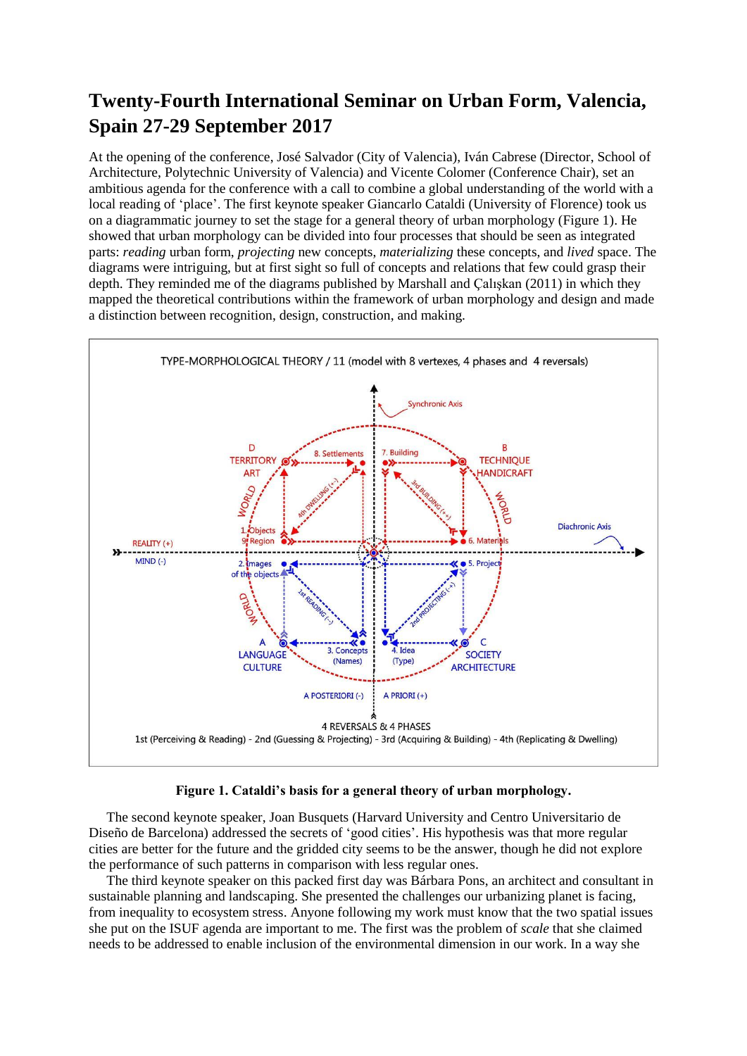# Twenty-Fourth International Seminar on Urban Form, Valencia, Spain 27-29 September 2017

At the opening of the conference, José Salvador (City of Valencia), Iván Cabrese (Director, School of Architecture, Polytechnic University of Valencia) and Vicente Colomer (Conference Chair), set an ambitious agenda for the conference with a call to combine a global understanding of the world with a local reading of 'place'. The first keynote speaker Giancarlo Cataldi (University of Florence) took us on a diagrammatic journey to set the stage for a general theory of urban morphology (Figure 1). He showed that urban morphology can be divided into four processes that should be seen as integrated parts: *reading* urban form, *projecting* new concepts, *materializing* these concepts, and *lived* space. The diagrams were intriguing, but at first sight so full of concepts and relations that few could grasp their depth. They reminded me of the diagrams published by Marshall and Çalışkan (2011) in which they mapped the theoretical contributions within the framework of urban morphology and design and made a distinction between recognition, design, construction, and making.

**Figure 1. Cataldi's basis for a general theory of urban morphology.**

The second keynote speaker, Joan Busquets (Harvard University and Centro Universitario de Diseño de Barcelona) addressed the secrets of 'good cities'. His hypothesis was that more regular cities are better for the future and the gridded city seems to be the answer, though he did not explore the performance of such patterns in comparison with less regular ones.

The third keynote speaker on this packed first day was Bárbara Pons, an architect and consultant in sustainable planning and landscaping. She presented the challenges our urbanizing planet is facing, from inequality to ecosystem stress. Anyone following my work must know that the two spatial issues she put on the ISUF agenda are important to me. The first was the problem of *scale* that she claimed needs to be addressed to enable inclusion of the environmental dimension in our work. In a way she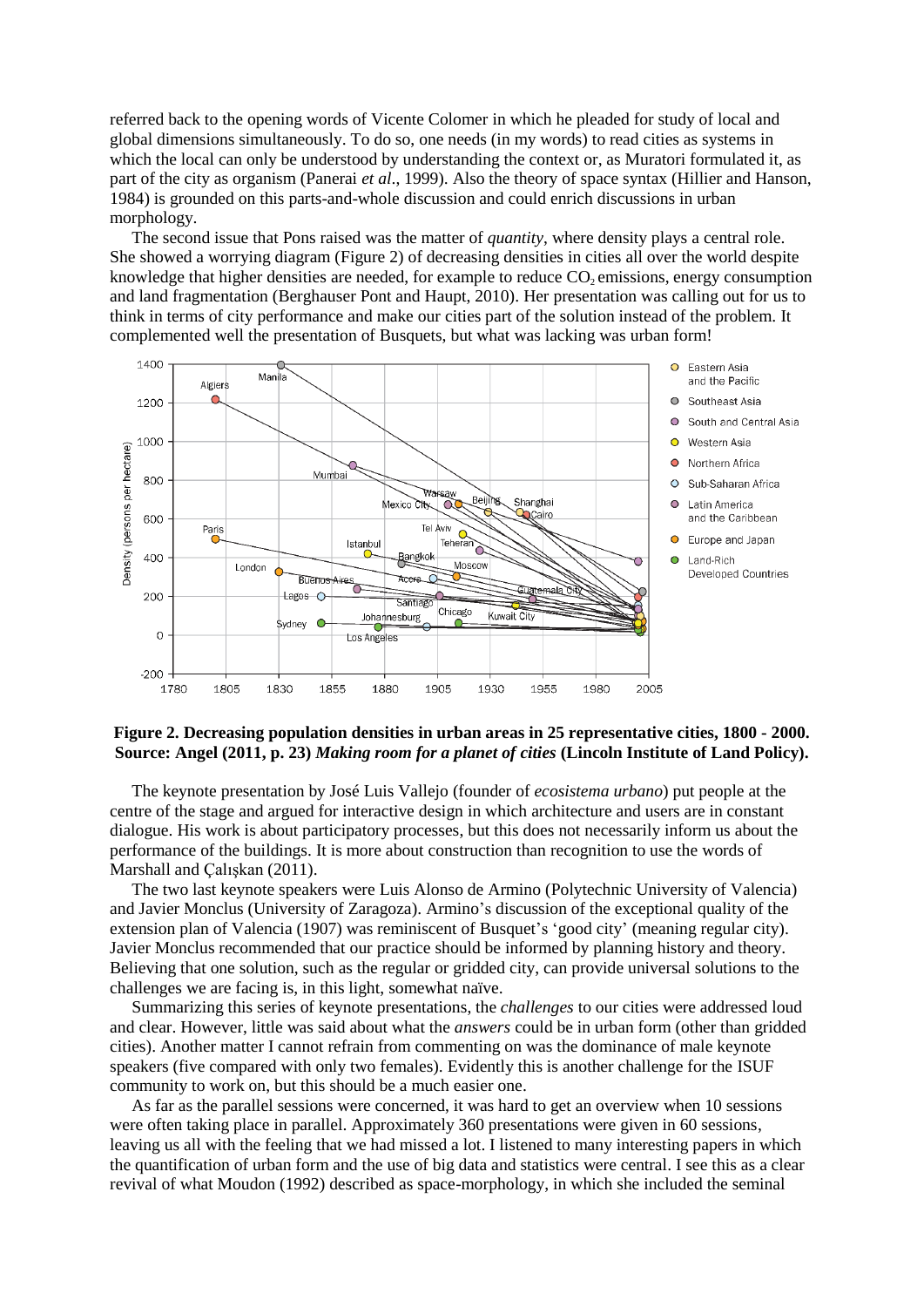referred back to the opening words of Vicente Colomer in which he pleaded for study of local and global dimensions simultaneously. To do so, one needs (in my words) to read cities as systems in which the local can only be understood by understanding the context or, as Muratori formulated it, as part of the city as organism (Panerai *et al*., 1999). Also the theory of space syntax (Hillier and Hanson, 1984) is grounded on this parts-and-whole discussion and could enrich discussions in urban morphology.

The second issue that Pons raised was the matter of *quantity*, where density plays a central role. She showed a worrying diagram (Figure 2) of decreasing densities in cities all over the world despite knowledge that higher densities are needed, for example to reduce $CO_2$ emissions, energy consumption and land fragmentation (Berghauser Pont and Haupt, 2010). Her presentation was calling out for us to think in terms of city performance and make our cities part of the solution instead of the problem. It complemented well the presentation of Busquets, but what was lacking was urban form!

**Figure 2. Decreasing population densities in urban areas in 25 representative cities, 1800 - 2000. Source: Angel (2011, p. 23) *Making room for a planet of cities* (Lincoln Institute of Land Policy).**

The keynote presentation by José Luis Vallejo (founder of *ecosistema urbano*) put people at the centre of the stage and argued for interactive design in which architecture and users are in constant dialogue. His work is about participatory processes, but this does not necessarily inform us about the performance of the buildings. It is more about construction than recognition to use the words of Marshall and Çalışkan (2011).

The two last keynote speakers were Luis Alonso de Armino (Polytechnic University of Valencia) and Javier Monclus (University of Zaragoza). Armino's discussion of the exceptional quality of the extension plan of Valencia (1907) was reminiscent of Busquet's 'good city' (meaning regular city). Javier Monclus recommended that our practice should be informed by planning history and theory. Believing that one solution, such as the regular or gridded city, can provide universal solutions to the challenges we are facing is, in this light, somewhat naïve.

Summarizing this series of keynote presentations, the *challenges* to our cities were addressed loud and clear. However, little was said about what the *answers* could be in urban form (other than gridded cities). Another matter I cannot refrain from commenting on was the dominance of male keynote speakers (five compared with only two females). Evidently this is another challenge for the ISUF community to work on, but this should be a much easier one.

As far as the parallel sessions were concerned, it was hard to get an overview when 10 sessions were often taking place in parallel. Approximately 360 presentations were given in 60 sessions, leaving us all with the feeling that we had missed a lot. I listened to many interesting papers in which the quantification of urban form and the use of big data and statistics were central. I see this as a clear revival of what Moudon (1992) described as space-morphology, in which she included the seminal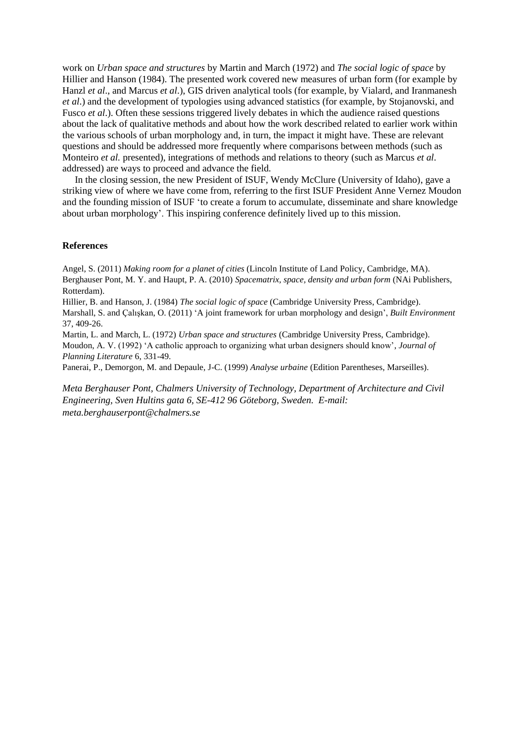work on *Urban space and structures* by Martin and March (1972) and *The social logic of space* by Hillier and Hanson (1984). The presented work covered new measures of urban form (for example by Hanzl *et al*., and Marcus *et al*.), GIS driven analytical tools (for example, by Vialard, and Iranmanesh *et al*.) and the development of typologies using advanced statistics (for example, by Stojanovski, and Fusco *et al*.). Often these sessions triggered lively debates in which the audience raised questions about the lack of qualitative methods and about how the work described related to earlier work within the various schools of urban morphology and, in turn, the impact it might have. These are relevant questions and should be addressed more frequently where comparisons between methods (such as Monteiro *et al.* presented), integrations of methods and relations to theory (such as Marcus *et al*. addressed) are ways to proceed and advance the field.

In the closing session, the new President of ISUF, Wendy McClure (University of Idaho), gave a striking view of where we have come from, referring to the first ISUF President Anne Vernez Moudon and the founding mission of ISUF 'to create a forum to accumulate, disseminate and share knowledge about urban morphology'. This inspiring conference definitely lived up to this mission.

## References

Angel, S. (2011) *Making room for a planet of cities* (Lincoln Institute of Land Policy, Cambridge, MA).

Berghauser Pont, M. Y. and Haupt, P. A. (2010) *Spacematrix, space, density and urban form* (NAi Publishers, Rotterdam).

Hillier, B. and Hanson, J. (1984) *The social logic of space* (Cambridge University Press, Cambridge).

Marshall, S. and Çalışkan, O. (2011) 'A joint framework for urban morphology and design', *Built Environment* 37, 409-26.

Martin, L. and March, L. (1972) *Urban space and structures* (Cambridge University Press, Cambridge).

Moudon, A. V. (1992) 'A catholic approach to organizing what urban designers should know', *Journal of Planning Literature* 6, 331-49.

Panerai, P., Demorgon, M. and Depaule, J-C. (1999) *Analyse urbaine* (Edition Parentheses, Marseilles).

*Meta Berghauser Pont, Chalmers University of Technology, Department of Architecture and Civil Engineering, Sven Hultins gata 6, SE-412 96 Göteborg, Sweden. E-mail: meta.berghauserpont@chalmers.se*